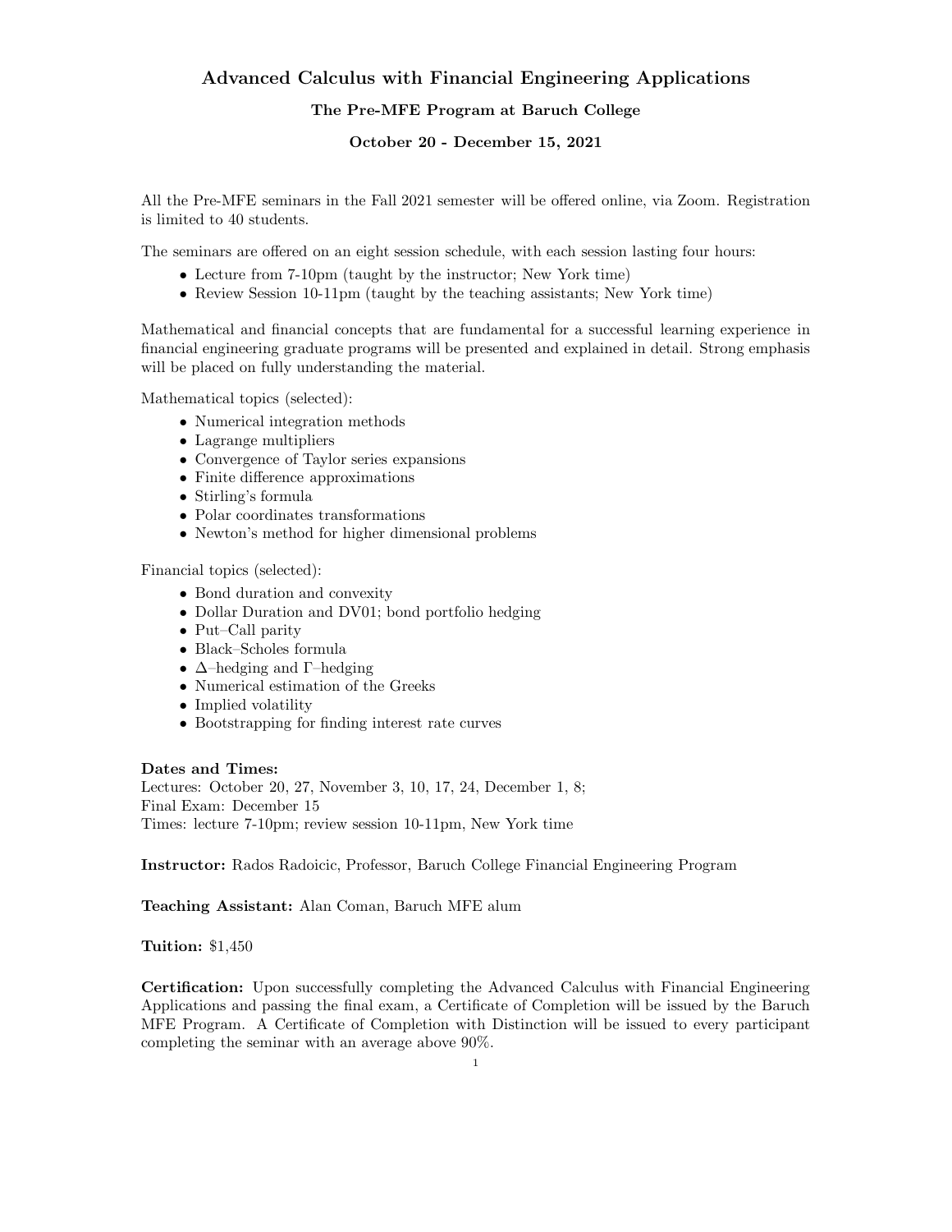# Advanced Calculus with Financial Engineering Applications

### The Pre-MFE Program at Baruch College

### October 20 - December 15, 2021

All the Pre-MFE seminars in the Fall 2021 semester will be offered online, via Zoom. Registration is limited to 40 students.

The seminars are offered on an eight session schedule, with each session lasting four hours:

- Lecture from 7-10pm (taught by the instructor; New York time)
- Review Session 10-11pm (taught by the teaching assistants; New York time)

Mathematical and financial concepts that are fundamental for a successful learning experience in financial engineering graduate programs will be presented and explained in detail. Strong emphasis will be placed on fully understanding the material.

Mathematical topics (selected):

- Numerical integration methods
- Lagrange multipliers
- Convergence of Taylor series expansions
- Finite difference approximations
- Stirling's formula
- Polar coordinates transformations
- Newton's method for higher dimensional problems

Financial topics (selected):

- Bond duration and convexity
- Dollar Duration and DV01; bond portfolio hedging
- Put–Call parity
- Black–Scholes formula
- $\Delta$–hedging and $\Gamma$–hedging
- Numerical estimation of the Greeks
- Implied volatility
- Bootstrapping for finding interest rate curves

**Dates and Times:**
Lectures: October 20, 27, November 3, 10, 17, 24, December 1, 8;
Final Exam: December 15
Times: lecture 7-10pm; review session 10-11pm, New York time

**Instructor:** Rados Radoicic, Professor, Baruch College Financial Engineering Program

**Teaching Assistant:** Alan Coman, Baruch MFE alum

**Tuition:** $1,450

**Certification:** Upon successfully completing the Advanced Calculus with Financial Engineering Applications and passing the final exam, a Certificate of Completion will be issued by the Baruch MFE Program. A Certificate of Completion with Distinction will be issued to every participant completing the seminar with an average above 90%.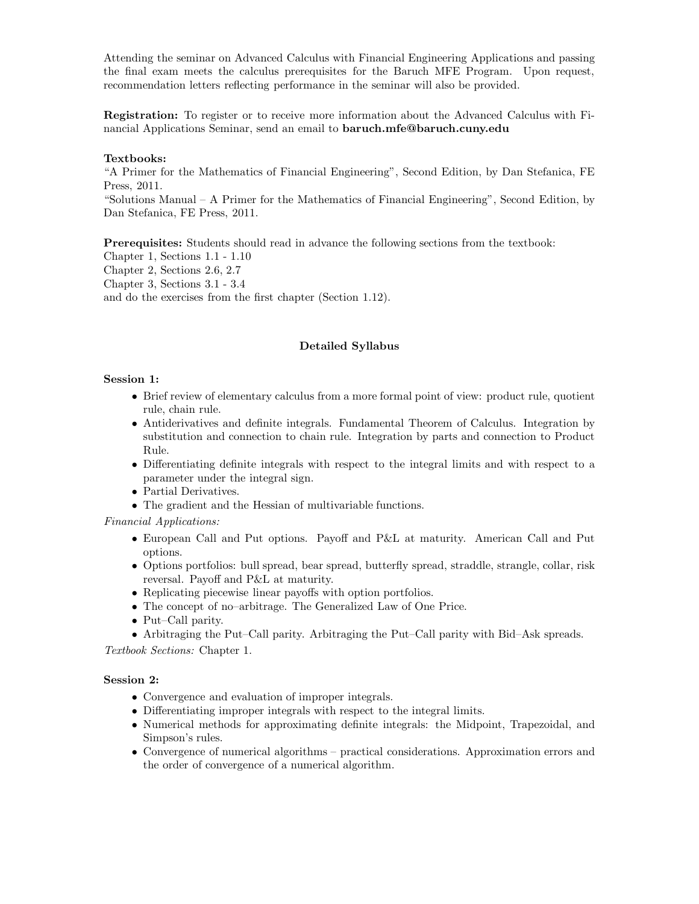Attending the seminar on Advanced Calculus with Financial Engineering Applications and passing the final exam meets the calculus prerequisites for the Baruch MFE Program. Upon request, recommendation letters reflecting performance in the seminar will also be provided.

**Registration:** To register or to receive more information about the Advanced Calculus with Financial Applications Seminar, send an email to **baruch.mfe@baruch.cuny.edu**

**Textbooks:**
"A Primer for the Mathematics of Financial Engineering", Second Edition, by Dan Stefanica, FE Press, 2011.
"Solutions Manual – A Primer for the Mathematics of Financial Engineering", Second Edition, by Dan Stefanica, FE Press, 2011.

**Prerequisites:** Students should read in advance the following sections from the textbook:
Chapter 1, Sections 1.1 - 1.10
Chapter 2, Sections 2.6, 2.7
Chapter 3, Sections 3.1 - 3.4
and do the exercises from the first chapter (Section 1.12).

## Detailed Syllabus

**Session 1:**

- Brief review of elementary calculus from a more formal point of view: product rule, quotient rule, chain rule.
- Antiderivatives and definite integrals. Fundamental Theorem of Calculus. Integration by substitution and connection to chain rule. Integration by parts and connection to Product Rule.
- Differentiating definite integrals with respect to the integral limits and with respect to a parameter under the integral sign.
- Partial Derivatives.
- The gradient and the Hessian of multivariable functions.

*Financial Applications:*

- European Call and Put options. Payoff and P&L at maturity. American Call and Put options.
- Options portfolios: bull spread, bear spread, butterfly spread, straddle, strangle, collar, risk reversal. Payoff and P&L at maturity.
- Replicating piecewise linear payoffs with option portfolios.
- The concept of no–arbitrage. The Generalized Law of One Price.
- Put–Call parity.
- Arbitraging the Put–Call parity. Arbitraging the Put–Call parity with Bid–Ask spreads.

*Textbook Sections:* Chapter 1.

**Session 2:**

- Convergence and evaluation of improper integrals.
- Differentiating improper integrals with respect to the integral limits.
- Numerical methods for approximating definite integrals: the Midpoint, Trapezoidal, and Simpson's rules.
- Convergence of numerical algorithms – practical considerations. Approximation errors and the order of convergence of a numerical algorithm.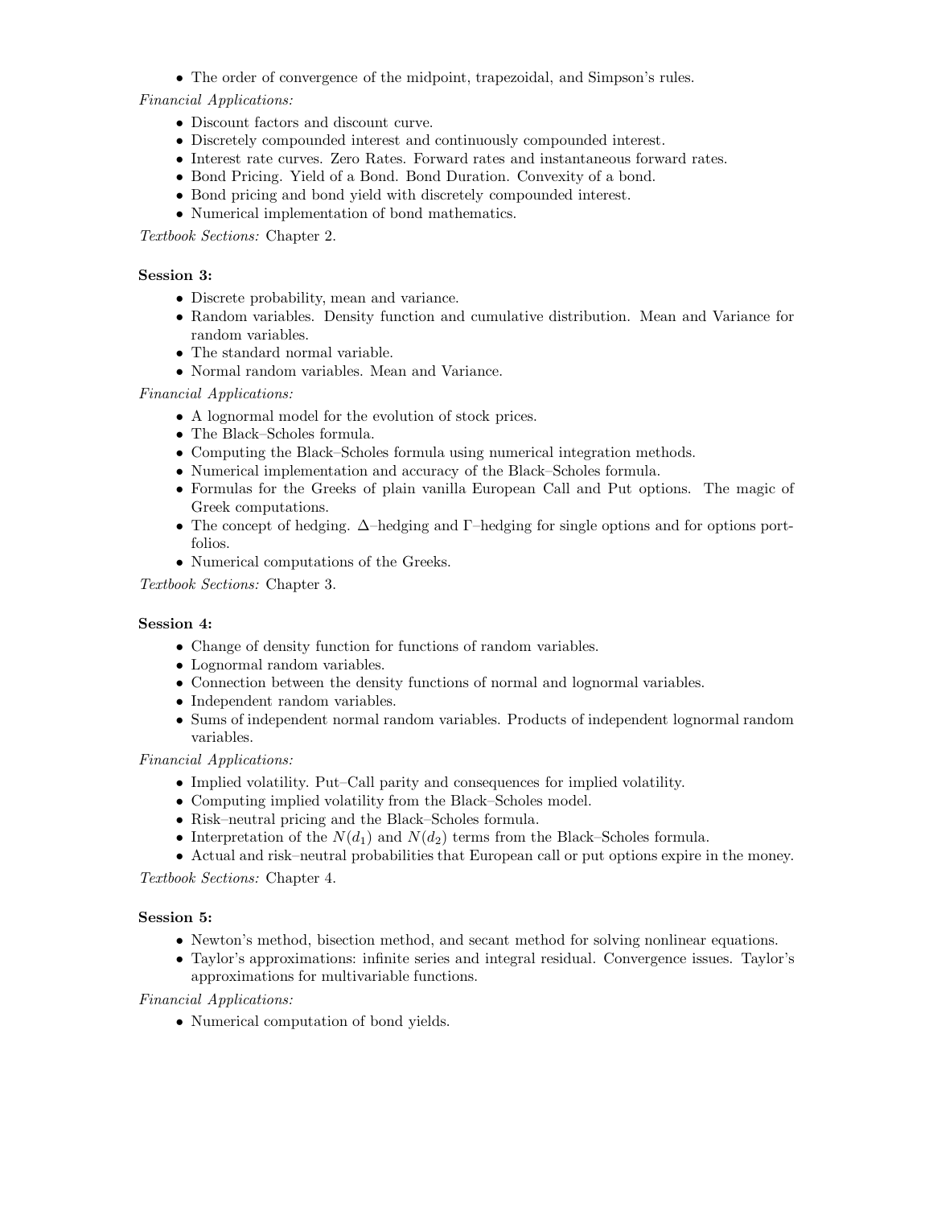- The order of convergence of the midpoint, trapezoidal, and Simpson's rules.

*Financial Applications:*

- Discount factors and discount curve.
- Discretely compounded interest and continuously compounded interest.
- Interest rate curves. Zero Rates. Forward rates and instantaneous forward rates.
- Bond Pricing. Yield of a Bond. Bond Duration. Convexity of a bond.
- Bond pricing and bond yield with discretely compounded interest.
- Numerical implementation of bond mathematics.

*Textbook Sections:* Chapter 2.

**Session 3:**

- Discrete probability, mean and variance.
- Random variables. Density function and cumulative distribution. Mean and Variance for random variables.
- The standard normal variable.
- Normal random variables. Mean and Variance.

*Financial Applications:*

- A lognormal model for the evolution of stock prices.
- The Black–Scholes formula.
- Computing the Black–Scholes formula using numerical integration methods.
- Numerical implementation and accuracy of the Black–Scholes formula.
- Formulas for the Greeks of plain vanilla European Call and Put options. The magic of Greek computations.
- The concept of hedging. $\Delta$–hedging and $\Gamma$–hedging for single options and for options portfolios.
- Numerical computations of the Greeks.

*Textbook Sections:* Chapter 3.

**Session 4:**

- Change of density function for functions of random variables.
- Lognormal random variables.
- Connection between the density functions of normal and lognormal variables.
- Independent random variables.
- Sums of independent normal random variables. Products of independent lognormal random variables.

*Financial Applications:*

- Implied volatility. Put–Call parity and consequences for implied volatility.
- Computing implied volatility from the Black–Scholes model.
- Risk–neutral pricing and the Black–Scholes formula.
- Interpretation of the $N(d_1)$ and $N(d_2)$ terms from the Black–Scholes formula.
- Actual and risk–neutral probabilities that European call or put options expire in the money.

*Textbook Sections:* Chapter 4.

**Session 5:**

- Newton's method, bisection method, and secant method for solving nonlinear equations.
- Taylor's approximations: infinite series and integral residual. Convergence issues. Taylor's approximations for multivariable functions.

*Financial Applications:*

- Numerical computation of bond yields.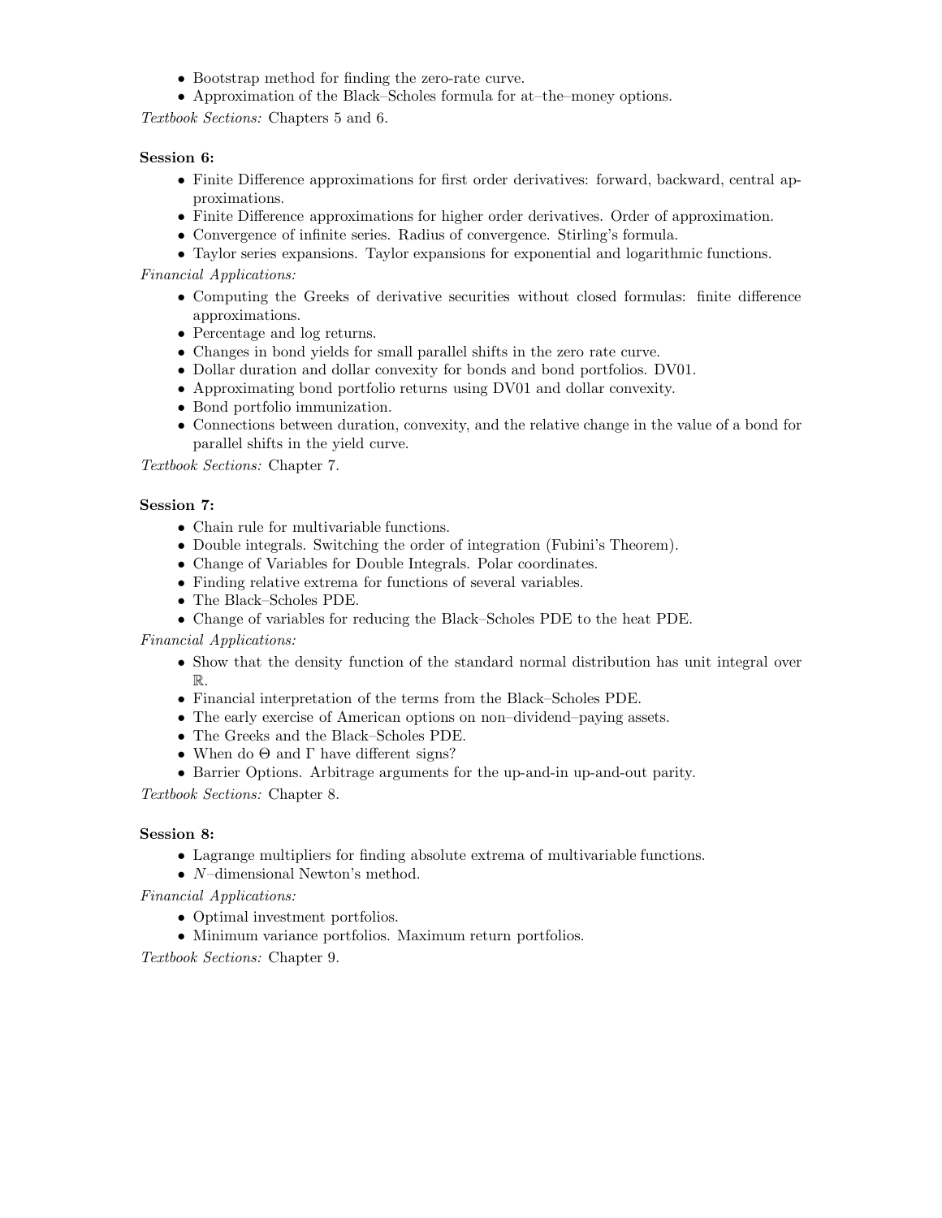- Bootstrap method for finding the zero-rate curve.
- Approximation of the Black–Scholes formula for at–the–money options.

*Textbook Sections:* Chapters 5 and 6.

**Session 6:**

- Finite Difference approximations for first order derivatives: forward, backward, central approximations.
- Finite Difference approximations for higher order derivatives. Order of approximation.
- Convergence of infinite series. Radius of convergence. Stirling's formula.
- Taylor series expansions. Taylor expansions for exponential and logarithmic functions.

*Financial Applications:*

- Computing the Greeks of derivative securities without closed formulas: finite difference approximations.
- Percentage and log returns.
- Changes in bond yields for small parallel shifts in the zero rate curve.
- Dollar duration and dollar convexity for bonds and bond portfolios. DV01.
- Approximating bond portfolio returns using DV01 and dollar convexity.
- Bond portfolio immunization.
- Connections between duration, convexity, and the relative change in the value of a bond for parallel shifts in the yield curve.

*Textbook Sections:* Chapter 7.

**Session 7:**

- Chain rule for multivariable functions.
- Double integrals. Switching the order of integration (Fubini's Theorem).
- Change of Variables for Double Integrals. Polar coordinates.
- Finding relative extrema for functions of several variables.
- The Black–Scholes PDE.
- Change of variables for reducing the Black–Scholes PDE to the heat PDE.

*Financial Applications:*

- Show that the density function of the standard normal distribution has unit integral over $\mathbb{R}$.
- Financial interpretation of the terms from the Black–Scholes PDE.
- The early exercise of American options on non–dividend–paying assets.
- The Greeks and the Black–Scholes PDE.
- When do $\Theta$ and $\Gamma$ have different signs?
- Barrier Options. Arbitrage arguments for the up-and-in up-and-out parity.

*Textbook Sections:* Chapter 8.

**Session 8:**

- Lagrange multipliers for finding absolute extrema of multivariable functions.
- $N$–dimensional Newton's method.

*Financial Applications:*

- Optimal investment portfolios.
- Minimum variance portfolios. Maximum return portfolios.

*Textbook Sections:* Chapter 9.